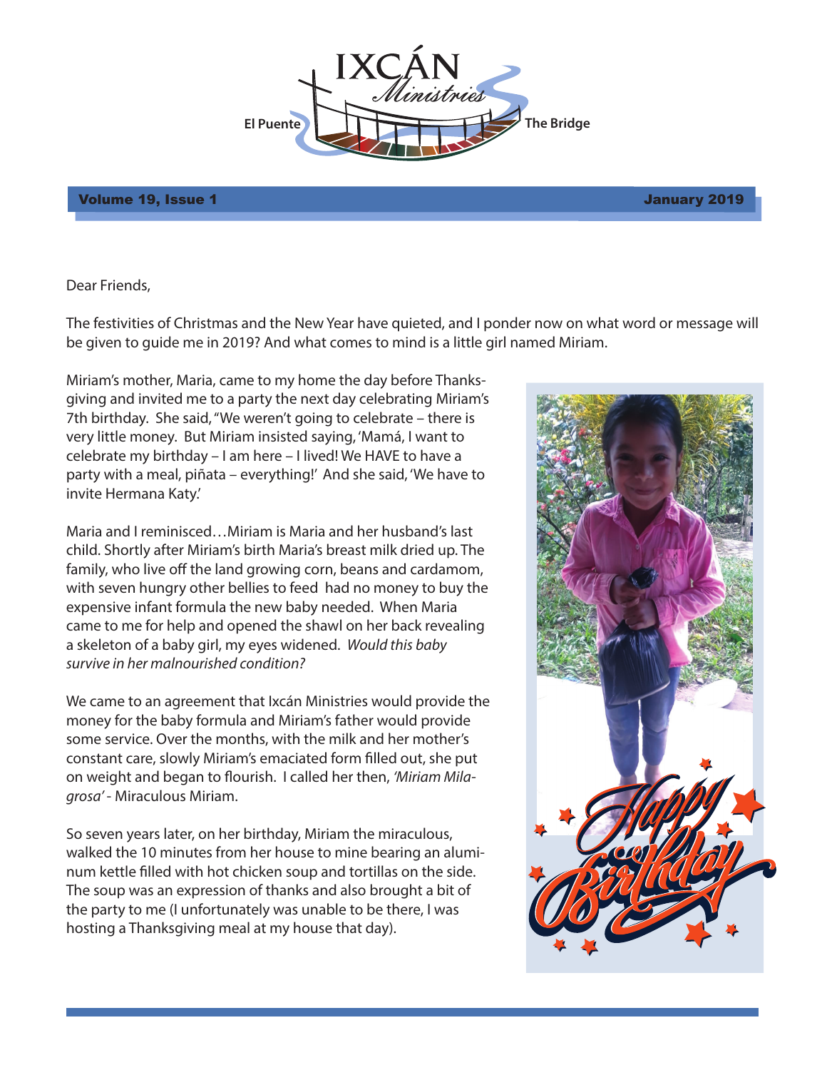# IXCÁN Ministries

El Puente — The Bridge

Volume 19, Issue 1 — January 2019

Dear Friends,

The festivities of Christmas and the New Year have quieted, and I ponder now on what word or message will be given to guide me in 2019? And what comes to mind is a little girl named Miriam.

Miriam's mother, Maria, came to my home the day before Thanksgiving and invited me to a party the next day celebrating Miriam's 7th birthday. She said, "We weren't going to celebrate – there is very little money. But Miriam insisted saying, 'Mamá, I want to celebrate my birthday – I am here – I lived! We HAVE to have a party with a meal, piñata – everything!' And she said, 'We have to invite Hermana Katy.'

Maria and I reminisced…Miriam is Maria and her husband's last child. Shortly after Miriam's birth Maria's breast milk dried up. The family, who live off the land growing corn, beans and cardamom, with seven hungry other bellies to feed had no money to buy the expensive infant formula the new baby needed. When Maria came to me for help and opened the shawl on her back revealing a skeleton of a baby girl, my eyes widened. *Would this baby survive in her malnourished condition?*

We came to an agreement that Ixcán Ministries would provide the money for the baby formula and Miriam's father would provide some service. Over the months, with the milk and her mother's constant care, slowly Miriam's emaciated form filled out, she put on weight and began to flourish. I called her then, *'Miriam Milagrosa'* - Miraculous Miriam.

So seven years later, on her birthday, Miriam the miraculous, walked the 10 minutes from her house to mine bearing an aluminum kettle filled with hot chicken soup and tortillas on the side. The soup was an expression of thanks and also brought a bit of the party to me (I unfortunately was unable to be there, I was hosting a Thanksgiving meal at my house that day).

Happy Birthday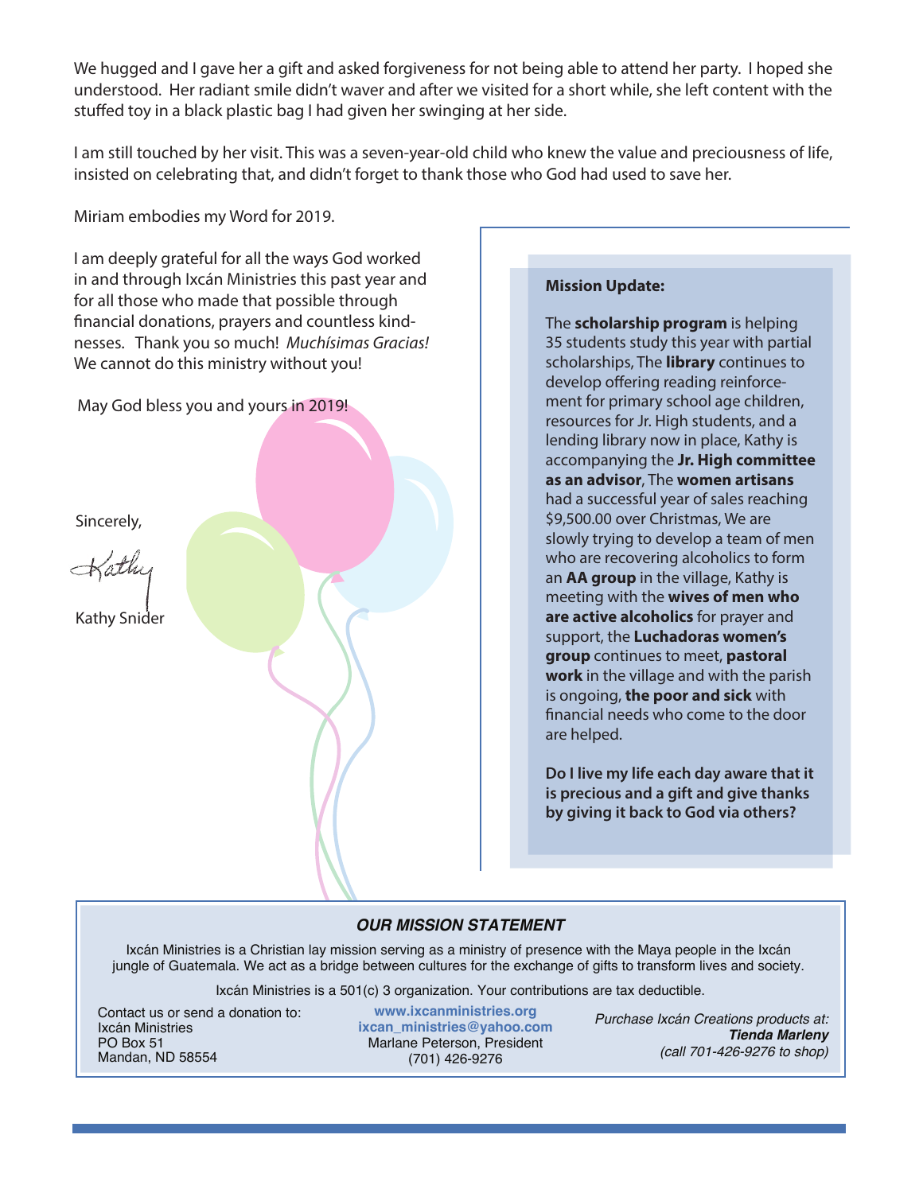We hugged and I gave her a gift and asked forgiveness for not being able to attend her party. I hoped she understood. Her radiant smile didn't waver and after we visited for a short while, she left content with the stuffed toy in a black plastic bag I had given her swinging at her side.

I am still touched by her visit. This was a seven-year-old child who knew the value and preciousness of life, insisted on celebrating that, and didn't forget to thank those who God had used to save her.

Miriam embodies my Word for 2019.

I am deeply grateful for all the ways God worked in and through Ixcán Ministries this past year and for all those who made that possible through financial donations, prayers and countless kindnesses. Thank you so much! *Muchísimas Gracias!* We cannot do this ministry without you!

May God bless you and yours in 2019!

Sincerely,

Kathy

Kathy Snider

**Mission Update:**

The **scholarship program** is helping 35 students study this year with partial scholarships, The **library** continues to develop offering reading reinforcement for primary school age children, resources for Jr. High students, and a lending library now in place, Kathy is accompanying the **Jr. High committee as an advisor**, The **women artisans** had a successful year of sales reaching $9,500.00 over Christmas, We are slowly trying to develop a team of men who are recovering alcoholics to form an **AA group** in the village, Kathy is meeting with the **wives of men who are active alcoholics** for prayer and support, the **Luchadoras women's group** continues to meet, **pastoral work** in the village and with the parish is ongoing, **the poor and sick** with financial needs who come to the door are helped.

**Do I live my life each day aware that it is precious and a gift and give thanks by giving it back to God via others?**

***OUR MISSION STATEMENT***

Ixcán Ministries is a Christian lay mission serving as a ministry of presence with the Maya people in the Ixcán jungle of Guatemala. We act as a bridge between cultures for the exchange of gifts to transform lives and society.

Ixcán Ministries is a 501(c) 3 organization. Your contributions are tax deductible.

Contact us or send a donation to:
Ixcán Ministries
PO Box 51
Mandan, ND 58554

**www.ixcanministries.org**
**ixcan_ministries@yahoo.com**
Marlane Peterson, President
(701) 426-9276

*Purchase Ixcán Creations products at:*
***Tienda Marleny***
*(call 701-426-9276 to shop)*